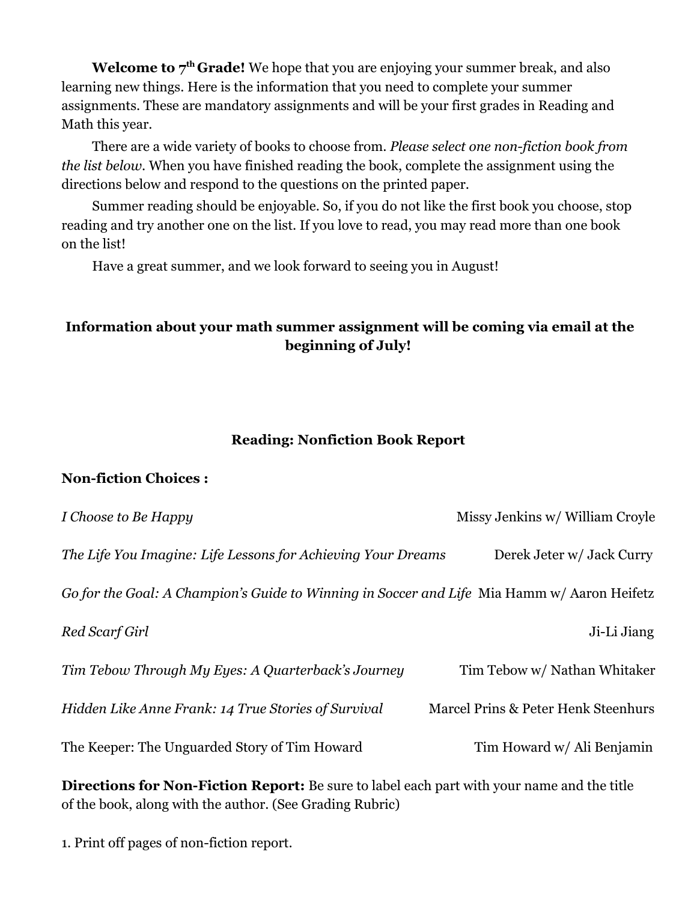**Welcome to 7th Grade!** We hope that you are enjoying your summer break, and also learning new things. Here is the information that you need to complete your summer assignments. These are mandatory assignments and will be your first grades in Reading and Math this year.

There are a wide variety of books to choose from. *Please select one non-fiction book from the list below.* When you have finished reading the book, complete the assignment using the directions below and respond to the questions on the printed paper.

Summer reading should be enjoyable. So, if you do not like the first book you choose, stop reading and try another one on the list. If you love to read, you may read more than one book on the list!

Have a great summer, and we look forward to seeing you in August!

**Information about your math summer assignment will be coming via email at the beginning of July!**

## Reading: Nonfiction Book Report

**Non-fiction Choices :**

| Title | Author |
| --- | --- |
| *I Choose to Be Happy* | Missy Jenkins w/ William Croyle |
| *The Life You Imagine: Life Lessons for Achieving Your Dreams* | Derek Jeter w/ Jack Curry |
| *Go for the Goal: A Champion's Guide to Winning in Soccer and Life* | Mia Hamm w/ Aaron Heifetz |
| *Red Scarf Girl* | Ji-Li Jiang |
| *Tim Tebow Through My Eyes: A Quarterback's Journey* | Tim Tebow w/ Nathan Whitaker |
| *Hidden Like Anne Frank: 14 True Stories of Survival* | Marcel Prins & Peter Henk Steenhurs |
| The Keeper: The Unguarded Story of Tim Howard | Tim Howard w/ Ali Benjamin |

**Directions for Non-Fiction Report:** Be sure to label each part with your name and the title of the book, along with the author. (See Grading Rubric)

1. Print off pages of non-fiction report.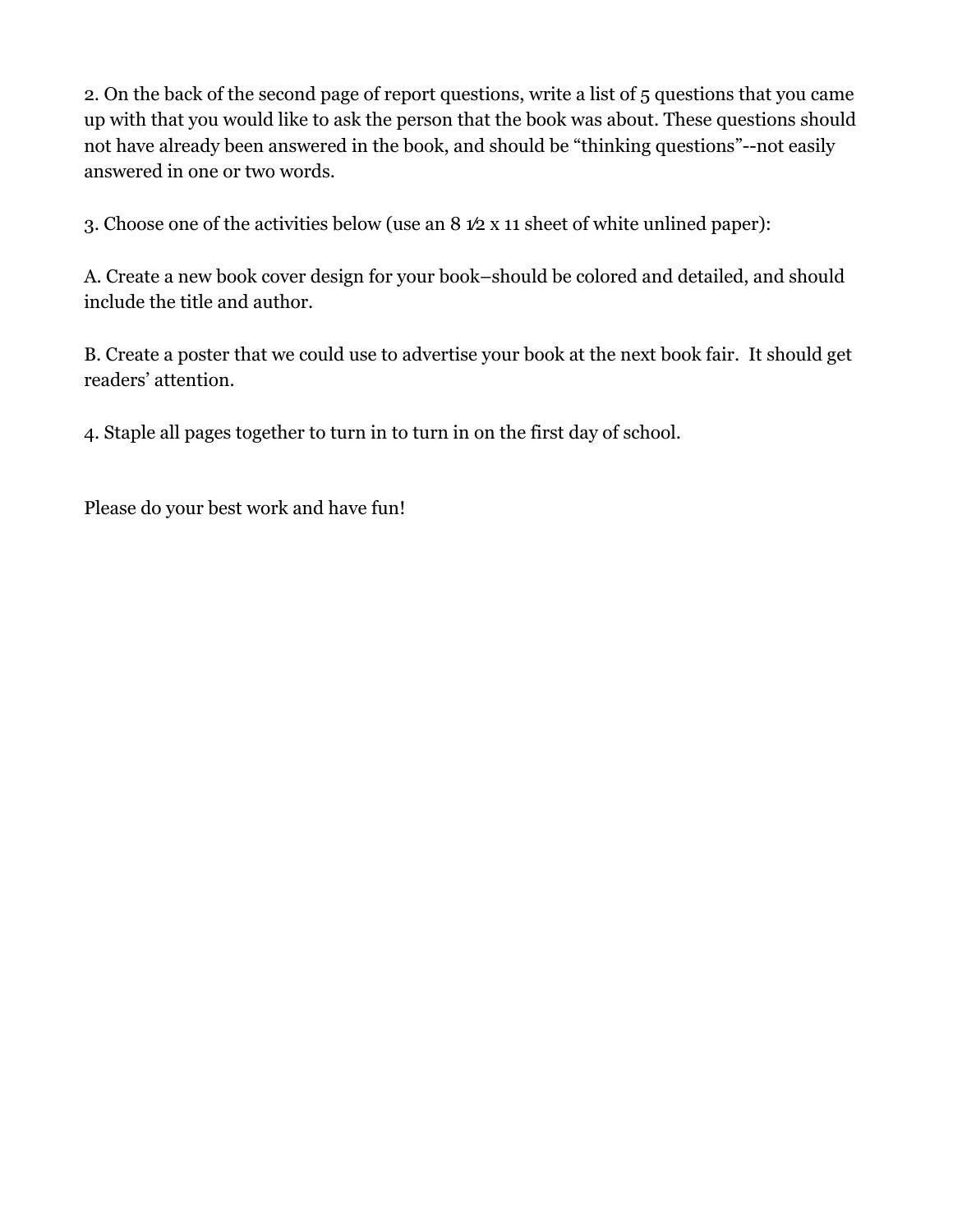2. On the back of the second page of report questions, write a list of 5 questions that you came up with that you would like to ask the person that the book was about. These questions should not have already been answered in the book, and should be "thinking questions"--not easily answered in one or two words.

3. Choose one of the activities below (use an 8 ½ x 11 sheet of white unlined paper):

A. Create a new book cover design for your book–should be colored and detailed, and should include the title and author.

B. Create a poster that we could use to advertise your book at the next book fair. It should get readers' attention.

4. Staple all pages together to turn in to turn in on the first day of school.

Please do your best work and have fun!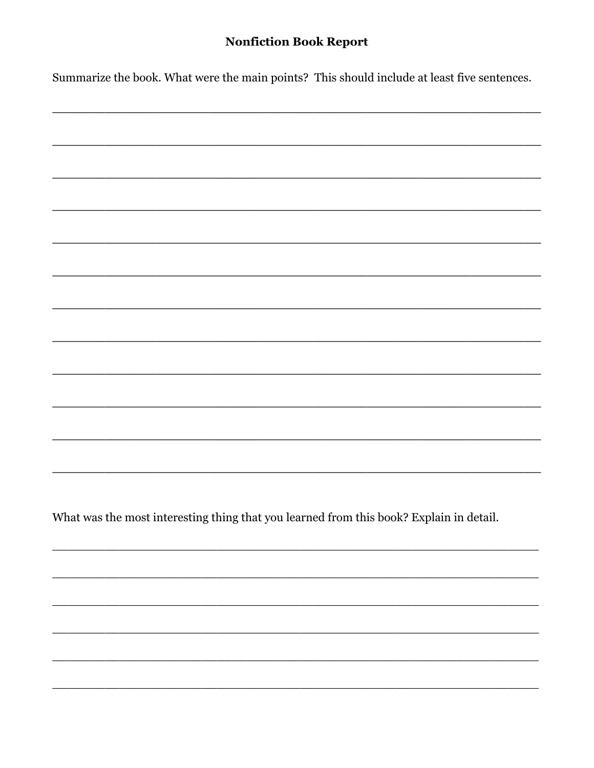# Nonfiction Book Report

Summarize the book. What were the main points? This should include at least five sentences.

______________________________________________________________________

______________________________________________________________________

______________________________________________________________________

______________________________________________________________________

______________________________________________________________________

______________________________________________________________________

______________________________________________________________________

______________________________________________________________________

______________________________________________________________________

______________________________________________________________________

______________________________________________________________________

______________________________________________________________________

What was the most interesting thing that you learned from this book? Explain in detail.

______________________________________________________________________

______________________________________________________________________

______________________________________________________________________

______________________________________________________________________

______________________________________________________________________

______________________________________________________________________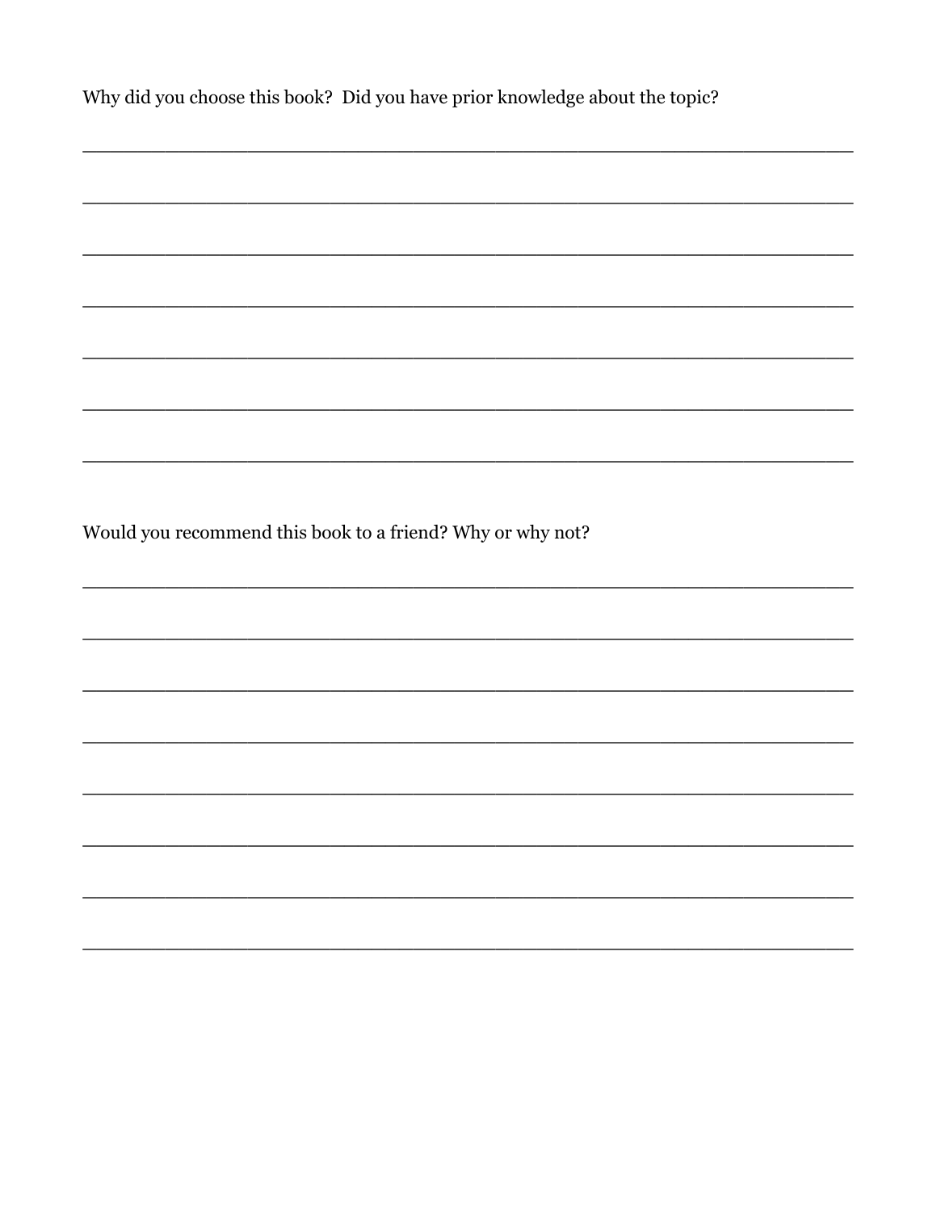Why did you choose this book? Did you have prior knowledge about the topic?

_______________________________________________________________

_______________________________________________________________

_______________________________________________________________

_______________________________________________________________

_______________________________________________________________

_______________________________________________________________

_______________________________________________________________

Would you recommend this book to a friend? Why or why not?

_______________________________________________________________

_______________________________________________________________

_______________________________________________________________

_______________________________________________________________

_______________________________________________________________

_______________________________________________________________

_______________________________________________________________

_______________________________________________________________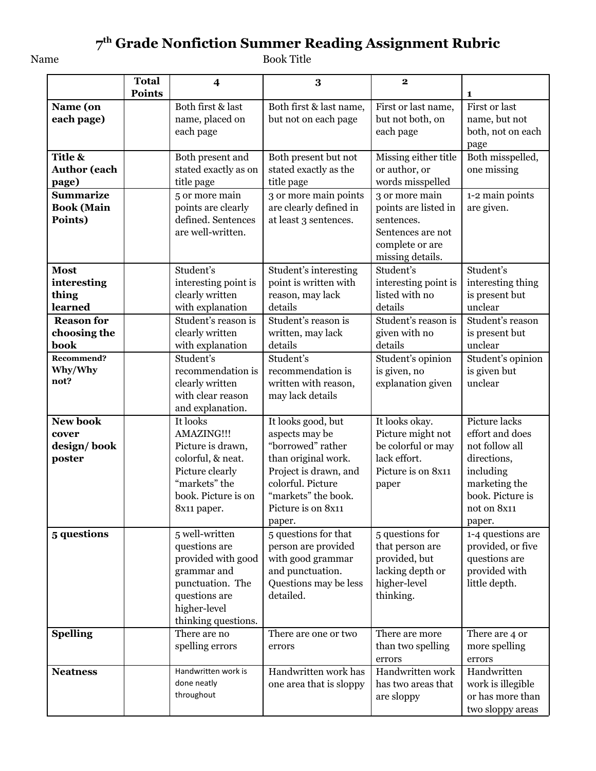# 7th Grade Nonfiction Summer Reading Assignment Rubric

Name Book Title

| | Total Points | 4 | 3 | 2 | 1 |
|---|---|---|---|---|---|
| **Name (on each page)** | | Both first & last name, placed on each page | Both first & last name, but not on each page | First or last name, but not both, on each page | First or last name, but not both, not on each page |
| **Title & Author (each page)** | | Both present and stated exactly as on title page | Both present but not stated exactly as the title page | Missing either title or author, or words misspelled | Both misspelled, one missing |
| **Summarize Book (Main Points)** | | 5 or more main points are clearly defined. Sentences are well-written. | 3 or more main points are clearly defined in at least 3 sentences. | 3 or more main points are listed in sentences. Sentences are not complete or are missing details. | 1-2 main points are given. |
| **Most interesting thing learned** | | Student's interesting point is clearly written with explanation | Student's interesting point is written with reason, may lack details | Student's interesting point is listed with no details | Student's interesting thing is present but unclear |
| **Reason for choosing the book** | | Student's reason is clearly written with explanation | Student's reason is written, may lack details | Student's reason is given with no details | Student's reason is present but unclear |
| **Recommend? Why/Why not?** | | Student's recommendation is clearly written with clear reason and explanation. | Student's recommendation is written with reason, may lack details | Student's opinion is given, no explanation given | Student's opinion is given but unclear |
| **New book cover design/ book poster** | | It looks AMAZING!!! Picture is drawn, colorful, & neat. Picture clearly "markets" the book. Picture is on 8x11 paper. | It looks good, but aspects may be "borrowed" rather than original work. Project is drawn, and colorful. Picture "markets" the book. Picture is on 8x11 paper. | It looks okay. Picture might not be colorful or may lack effort. Picture is on 8x11 paper | Picture lacks effort and does not follow all directions, including marketing the book. Picture is not on 8x11 paper. |
| **5 questions** | | 5 well-written questions are provided with good grammar and punctuation. The questions are higher-level thinking questions. | 5 questions for that person are provided with good grammar and punctuation. Questions may be less detailed. | 5 questions for that person are provided, but lacking depth or higher-level thinking. | 1-4 questions are provided, or five questions are provided with little depth. |
| **Spelling** | | There are no spelling errors | There are one or two errors | There are more than two spelling errors | There are 4 or more spelling errors |
| **Neatness** | | Handwritten work is done neatly throughout | Handwritten work has one area that is sloppy | Handwritten work has two areas that are sloppy | Handwritten work is illegible or has more than two sloppy areas |